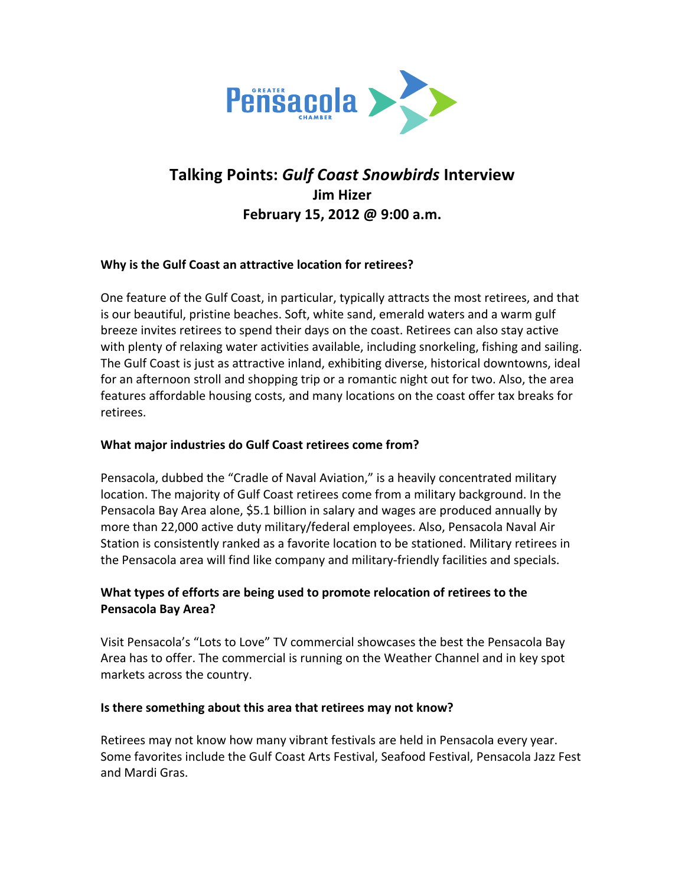# Talking Points: *Gulf Coast Snowbirds* Interview

**Jim Hizer**

**February 15, 2012 @ 9:00 a.m.**

**Why is the Gulf Coast an attractive location for retirees?**

One feature of the Gulf Coast, in particular, typically attracts the most retirees, and that is our beautiful, pristine beaches. Soft, white sand, emerald waters and a warm gulf breeze invites retirees to spend their days on the coast. Retirees can also stay active with plenty of relaxing water activities available, including snorkeling, fishing and sailing. The Gulf Coast is just as attractive inland, exhibiting diverse, historical downtowns, ideal for an afternoon stroll and shopping trip or a romantic night out for two. Also, the area features affordable housing costs, and many locations on the coast offer tax breaks for retirees.

**What major industries do Gulf Coast retirees come from?**

Pensacola, dubbed the "Cradle of Naval Aviation," is a heavily concentrated military location. The majority of Gulf Coast retirees come from a military background. In the Pensacola Bay Area alone, $5.1 billion in salary and wages are produced annually by more than 22,000 active duty military/federal employees. Also, Pensacola Naval Air Station is consistently ranked as a favorite location to be stationed. Military retirees in the Pensacola area will find like company and military-friendly facilities and specials.

**What types of efforts are being used to promote relocation of retirees to the Pensacola Bay Area?**

Visit Pensacola's "Lots to Love" TV commercial showcases the best the Pensacola Bay Area has to offer. The commercial is running on the Weather Channel and in key spot markets across the country.

**Is there something about this area that retirees may not know?**

Retirees may not know how many vibrant festivals are held in Pensacola every year. Some favorites include the Gulf Coast Arts Festival, Seafood Festival, Pensacola Jazz Fest and Mardi Gras.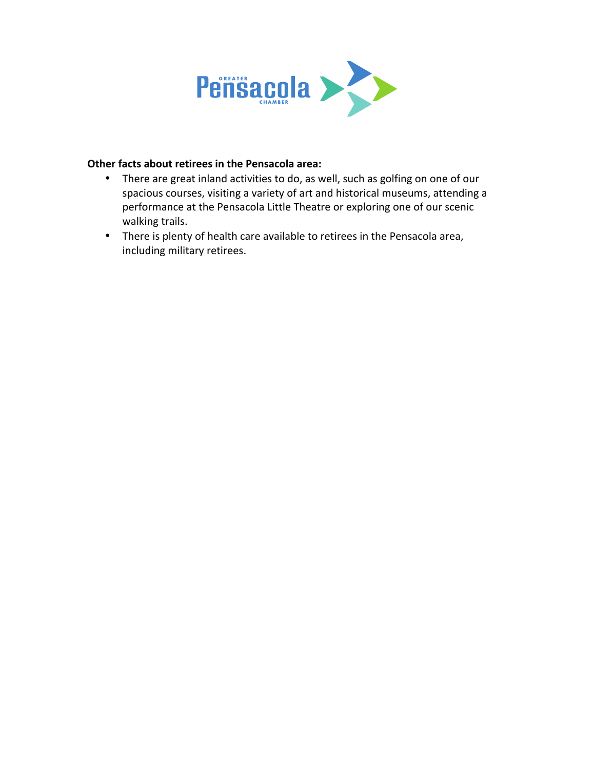**Other facts about retirees in the Pensacola area:**

- There are great inland activities to do, as well, such as golfing on one of our spacious courses, visiting a variety of art and historical museums, attending a performance at the Pensacola Little Theatre or exploring one of our scenic walking trails.
- There is plenty of health care available to retirees in the Pensacola area, including military retirees.